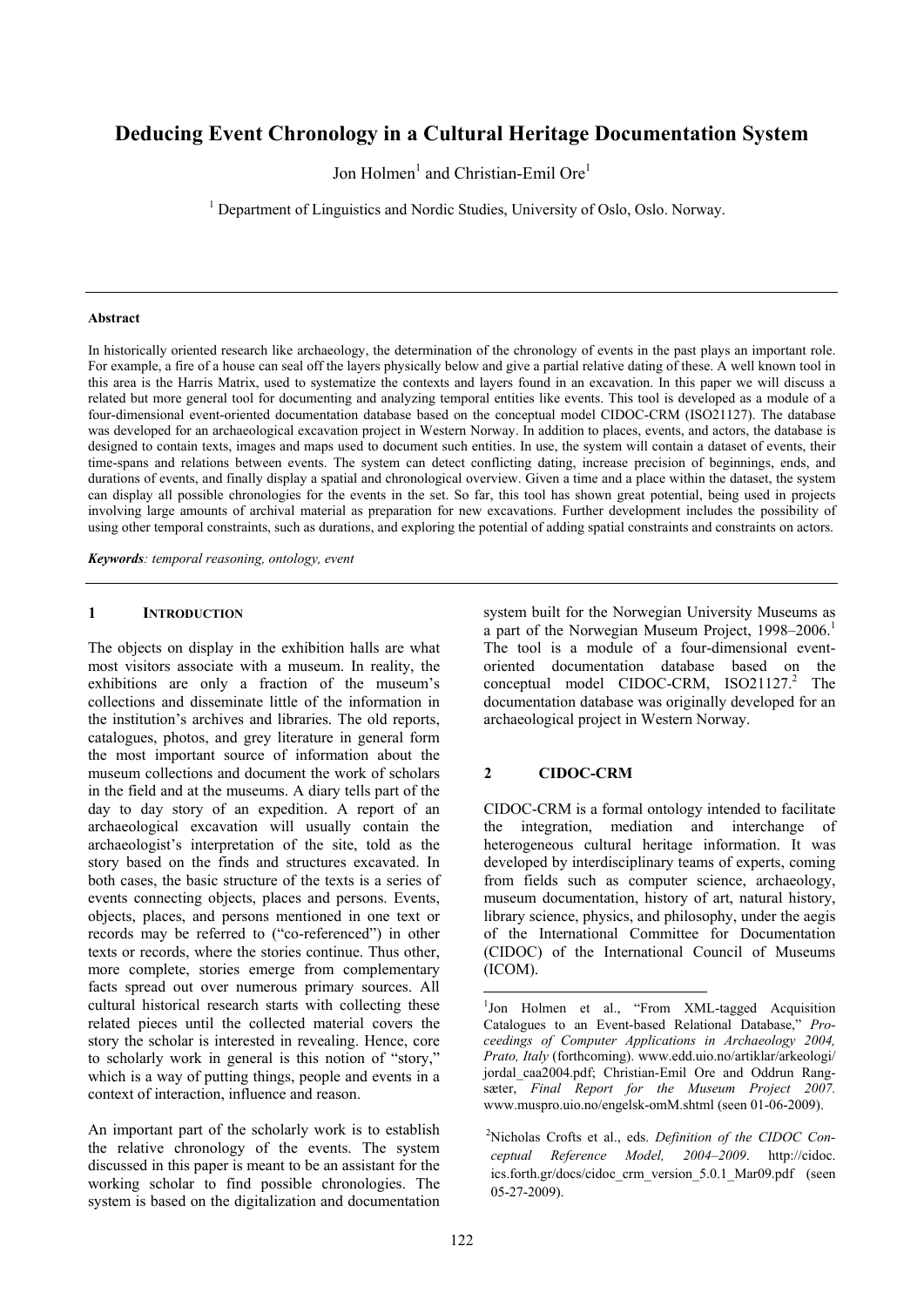# Deducing Event Chronology in a Cultural Heritage Documentation System

Jon Holmen[1] and Christian-Emil Ore[1]

[1] Department of Linguistics and Nordic Studies, University of Oslo, Oslo. Norway.

---

**Abstract**

In historically oriented research like archaeology, the determination of the chronology of events in the past plays an important role. For example, a fire of a house can seal off the layers physically below and give a partial relative dating of these. A well known tool in this area is the Harris Matrix, used to systematize the contexts and layers found in an excavation. In this paper we will discuss a related but more general tool for documenting and analyzing temporal entities like events. This tool is developed as a module of a four-dimensional event-oriented documentation database based on the conceptual model CIDOC-CRM (ISO21127). The database was developed for an archaeological excavation project in Western Norway. In addition to places, events, and actors, the database is designed to contain texts, images and maps used to document such entities. In use, the system will contain a dataset of events, their time-spans and relations between events. The system can detect conflicting dating, increase precision of beginnings, ends, and durations of events, and finally display a spatial and chronological overview. Given a time and a place within the dataset, the system can display all possible chronologies for the events in the set. So far, this tool has shown great potential, being used in projects involving large amounts of archival material as preparation for new excavations. Further development includes the possibility of using other temporal constraints, such as durations, and exploring the potential of adding spatial constraints and constraints on actors.

***Keywords**: temporal reasoning, ontology, event*

---

## 1 INTRODUCTION

The objects on display in the exhibition halls are what most visitors associate with a museum. In reality, the exhibitions are only a fraction of the museum's collections and disseminate little of the information in the institution's archives and libraries. The old reports, catalogues, photos, and grey literature in general form the most important source of information about the museum collections and document the work of scholars in the field and at the museums. A diary tells part of the day to day story of an expedition. A report of an archaeological excavation will usually contain the archaeologist's interpretation of the site, told as the story based on the finds and structures excavated. In both cases, the basic structure of the texts is a series of events connecting objects, places and persons. Events, objects, places, and persons mentioned in one text or records may be referred to ("co-referenced") in other texts or records, where the stories continue. Thus other, more complete, stories emerge from complementary facts spread out over numerous primary sources. All cultural historical research starts with collecting these related pieces until the collected material covers the story the scholar is interested in revealing. Hence, core to scholarly work in general is this notion of "story," which is a way of putting things, people and events in a context of interaction, influence and reason.

An important part of the scholarly work is to establish the relative chronology of the events. The system discussed in this paper is meant to be an assistant for the working scholar to find possible chronologies. The system is based on the digitalization and documentation system built for the Norwegian University Museums as a part of the Norwegian Museum Project, 1998–2006.[1] The tool is a module of a four-dimensional event-oriented documentation database based on the conceptual model CIDOC-CRM, ISO21127.[2] The documentation database was originally developed for an archaeological project in Western Norway.

## 2 CIDOC-CRM

CIDOC-CRM is a formal ontology intended to facilitate the integration, mediation and interchange of heterogeneous cultural heritage information. It was developed by interdisciplinary teams of experts, coming from fields such as computer science, archaeology, museum documentation, history of art, natural history, library science, physics, and philosophy, under the aegis of the International Committee for Documentation (CIDOC) of the International Council of Museums (ICOM).

---

[1] Jon Holmen et al., "From XML-tagged Acquisition Catalogues to an Event-based Relational Database," *Proceedings of Computer Applications in Archaeology 2004, Prato, Italy* (forthcoming). www.edd.uio.no/artiklar/arkeologi/jordal_caa2004.pdf; Christian-Emil Ore and Oddrun Rangsæter, *Final Report for the Museum Project 2007.* www.muspro.uio.no/engelsk-omM.shtml (seen 01-06-2009).

[2] Nicholas Crofts et al., eds. *Definition of the CIDOC Conceptual Reference Model, 2004–2009*. http://cidoc.ics.forth.gr/docs/cidoc_crm_version_5.0.1_Mar09.pdf (seen 05-27-2009).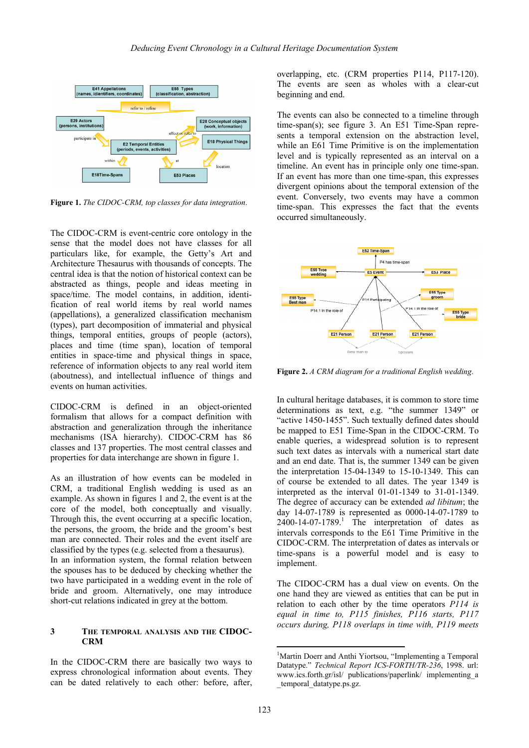**Figure 1.** *The CIDOC-CRM, top classes for data integration.*

The CIDOC-CRM is event-centric core ontology in the sense that the model does not have classes for all particulars like, for example, the Getty's Art and Architecture Thesaurus with thousands of concepts. The central idea is that the notion of historical context can be abstracted as things, people and ideas meeting in space/time. The model contains, in addition, identification of real world items by real world names (appellations), a generalized classification mechanism (types), part decomposition of immaterial and physical things, temporal entities, groups of people (actors), places and time (time span), location of temporal entities in space-time and physical things in space, reference of information objects to any real world item (aboutness), and intellectual influence of things and events on human activities.

CIDOC-CRM is defined in an object-oriented formalism that allows for a compact definition with abstraction and generalization through the inheritance mechanisms (ISA hierarchy). CIDOC-CRM has 86 classes and 137 properties. The most central classes and properties for data interchange are shown in figure 1.

As an illustration of how events can be modeled in CRM, a traditional English wedding is used as an example. As shown in figures 1 and 2, the event is at the core of the model, both conceptually and visually. Through this, the event occurring at a specific location, the persons, the groom, the bride and the groom's best man are connected. Their roles and the event itself are classified by the types (e.g. selected from a thesaurus). In an information system, the formal relation between the spouses has to be deduced by checking whether the two have participated in a wedding event in the role of bride and groom. Alternatively, one may introduce short-cut relations indicated in grey at the bottom.

## 3 The Temporal Analysis and the CIDOC-CRM

In the CIDOC-CRM there are basically two ways to express chronological information about events. They can be dated relatively to each other: before, after, overlapping, etc. (CRM properties P114, P117-120). The events are seen as wholes with a clear-cut beginning and end.

The events can also be connected to a timeline through time-span(s); see figure 3. An E51 Time-Span represents a temporal extension on the abstraction level, while an E61 Time Primitive is on the implementation level and is typically represented as an interval on a timeline. An event has in principle only one time-span. If an event has more than one time-span, this expresses divergent opinions about the temporal extension of the event. Conversely, two events may have a common time-span. This expresses the fact that the events occurred simultaneously.

**Figure 2.** *A CRM diagram for a traditional English wedding.*

In cultural heritage databases, it is common to store time determinations as text, e.g. "the summer 1349" or "active 1450-1455". Such textually defined dates should be mapped to E51 Time-Span in the CIDOC-CRM. To enable queries, a widespread solution is to represent such text dates as intervals with a numerical start date and an end date. That is, the summer 1349 can be given the interpretation 15-04-1349 to 15-10-1349. This can of course be extended to all dates. The year 1349 is interpreted as the interval 01-01-1349 to 31-01-1349. The degree of accuracy can be extended *ad libitum*; the day 14-07-1789 is represented as 0000-14-07-1789 to 2400-14-07-1789.[1] The interpretation of dates as intervals corresponds to the E61 Time Primitive in the CIDOC-CRM. The interpretation of dates as intervals or time-spans is a powerful model and is easy to implement.

The CIDOC-CRM has a dual view on events. On the one hand they are viewed as entities that can be put in relation to each other by the time operators *P114 is equal in time to, P115 finishes, P116 starts, P117 occurs during, P118 overlaps in time with, P119 meets*

---

[1] Martin Doerr and Anthi Yiortsou, "Implementing a Temporal Datatype." *Technical Report ICS-FORTH/TR-236*, 1998. url: www.ics.forth.gr/isl/ publications/paperlink/ implementing_a _temporal_datatype.ps.gz.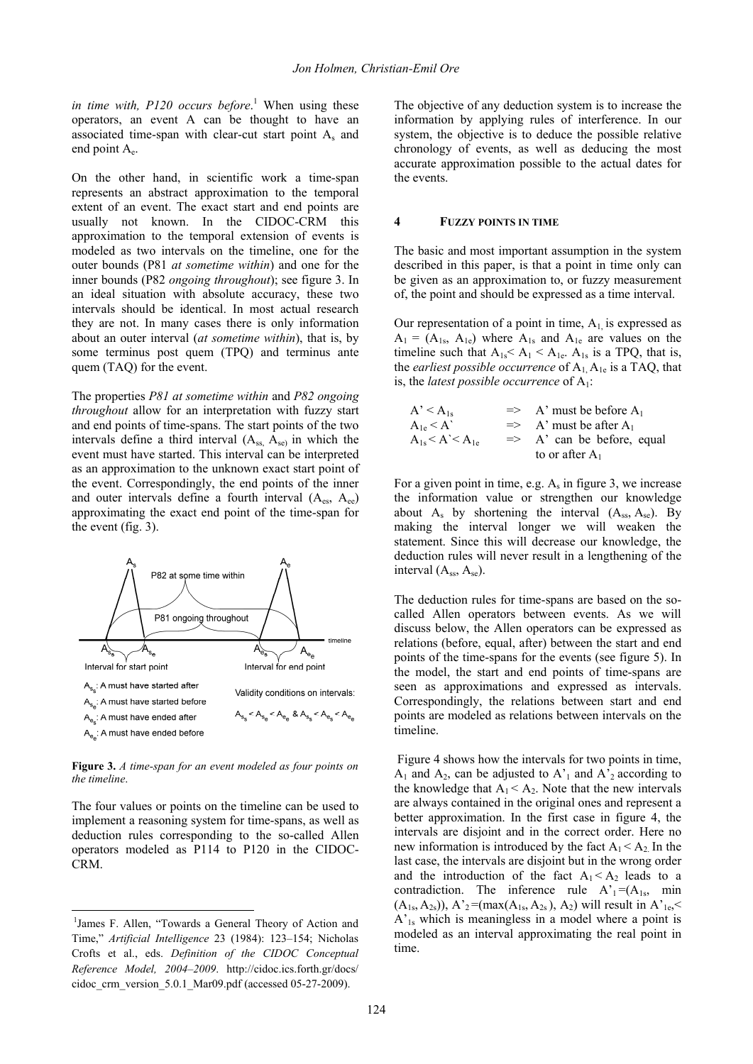*in time with, P120 occurs before*.[1] When using these operators, an event A can be thought to have an associated time-span with clear-cut start point $A_s$ and end point $A_e$.

On the other hand, in scientific work a time-span represents an abstract approximation to the temporal extent of an event. The exact start and end points are usually not known. In the CIDOC-CRM this approximation to the temporal extension of events is modeled as two intervals on the timeline, one for the outer bounds (P81 *at sometime within*) and one for the inner bounds (P82 *ongoing throughout*); see figure 3. In an ideal situation with absolute accuracy, these two intervals should be identical. In most actual research they are not. In many cases there is only information about an outer interval (*at sometime within*), that is, by some terminus post quem (TPQ) and terminus ante quem (TAQ) for the event.

The properties *P81 at sometime within* and *P82 ongoing throughout* allow for an interpretation with fuzzy start and end points of time-spans. The start points of the two intervals define a third interval ($A_{ss}$, $A_{se}$) in which the event must have started. This interval can be interpreted as an approximation to the unknown exact start point of the event. Correspondingly, the end points of the inner and outer intervals define a fourth interval ($A_{es}$, $A_{ee}$) approximating the exact end point of the time-span for the event (fig. 3).

$A_s$ | $A_e$ | P82 at some time within | P81 ongoing throughout | timeline | $A_{s_s}$ | $A_{s_e}$ | $A_{e_s}$ | $A_{e_e}$ | Interval for start point | Interval for end point

$A_{s_s}$: A must have started after
$A_{s_e}$: A must have started before
$A_{e_s}$: A must have ended after
$A_{e_e}$: A must have ended before

Validity conditions on intervals: $A_{s_s} < A_{s_e} < A_{e_e}$ & $A_{s_s} < A_{e_s} < A_{e_e}$

**Figure 3.** *A time-span for an event modeled as four points on the timeline*.

The four values or points on the timeline can be used to implement a reasoning system for time-spans, as well as deduction rules corresponding to the so-called Allen operators modeled as P114 to P120 in the CIDOC-CRM.

The objective of any deduction system is to increase the information by applying rules of interference. In our system, the objective is to deduce the possible relative chronology of events, as well as deducing the most accurate approximation possible to the actual dates for the events.

## 4 FUZZY POINTS IN TIME

The basic and most important assumption in the system described in this paper, is that a point in time only can be given as an approximation to, or fuzzy measurement of, the point and should be expressed as a time interval.

Our representation of a point in time, $A_1$, is expressed as $A_1 = (A_{1s}, A_{1e})$ where $A_{1s}$ and $A_{1e}$ are values on the timeline such that $A_{1s} < A_1 < A_{1e}$. $A_{1s}$ is a TPQ, that is, the *earliest possible occurrence* of $A_1$. $A_{1e}$ is a TAQ, that is, the *latest possible occurrence* of $A_1$:

| | | |
|---|---|---|
| $A' < A_{1s}$ | => | A' must be before $A_1$ |
| $A_{1e} < A'$ | => | A' must be after $A_1$ |
| $A_{1s} < A' < A_{1e}$ | => | A' can be before, equal to or after $A_1$ |

For a given point in time, e.g. $A_s$ in figure 3, we increase the information value or strengthen our knowledge about $A_s$ by shortening the interval ($A_{ss}$, $A_{se}$). By making the interval longer we will weaken the statement. Since this will decrease our knowledge, the deduction rules will never result in a lengthening of the interval ($A_{ss}$, $A_{se}$).

The deduction rules for time-spans are based on the so-called Allen operators between events. As we will discuss below, the Allen operators can be expressed as relations (before, equal, after) between the start and end points of the time-spans for the events (see figure 5). In the model, the start and end points of time-spans are seen as approximations and expressed as intervals. Correspondingly, the relations between start and end points are modeled as relations between intervals on the timeline.

Figure 4 shows how the intervals for two points in time, $A_1$ and $A_2$, can be adjusted to $A'_1$ and $A'_2$ according to the knowledge that $A_1 < A_2$. Note that the new intervals are always contained in the original ones and represent a better approximation. In the first case in figure 4, the intervals are disjoint and in the correct order. Here no new information is introduced by the fact $A_1 < A_2$. In the last case, the intervals are disjoint but in the wrong order and the introduction of the fact $A_1 < A_2$ leads to a contradiction. The inference rule $A'_1 = (A_{1s}, \min(A_{1s}, A_{2s}))$, $A'_2 = (\max(A_{1s}, A_{2s}), A_2)$ will result in $A'_{1e} < A'_{1s}$ which is meaningless in a model where a point is modeled as an interval approximating the real point in time.

[1] James F. Allen, "Towards a General Theory of Action and Time," *Artificial Intelligence* 23 (1984): 123–154; Nicholas Crofts et al., eds. *Definition of the CIDOC Conceptual Reference Model, 2004–2009*. http://cidoc.ics.forth.gr/docs/cidoc_crm_version_5.0.1_Mar09.pdf (accessed 05-27-2009).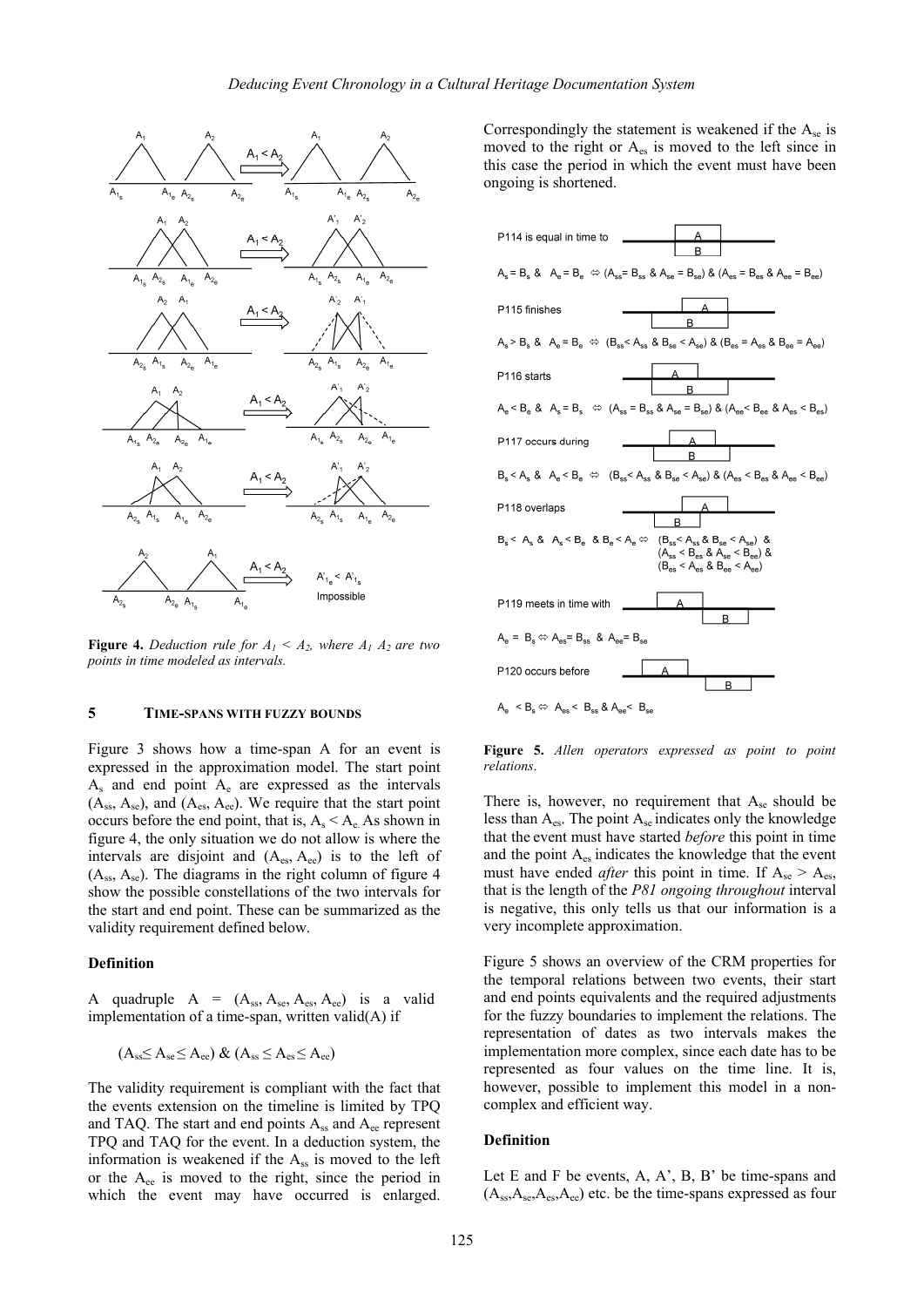**Figure 4.** *Deduction rule for $A_1 < A_2$, where $A_1$ $A_2$ are two points in time modeled as intervals.*

## 5 TIME-SPANS WITH FUZZY BOUNDS

Figure 3 shows how a time-span A for an event is expressed in the approximation model. The start point $A_s$ and end point $A_e$ are expressed as the intervals ($A_{ss}$, $A_{se}$), and ($A_{es}$, $A_{ee}$). We require that the start point occurs before the end point, that is, $A_s < A_e$. As shown in figure 4, the only situation we do not allow is where the intervals are disjoint and ($A_{es}$, $A_{ee}$) is to the left of ($A_{ss}$, $A_{se}$). The diagrams in the right column of figure 4 show the possible constellations of the two intervals for the start and end point. These can be summarized as the validity requirement defined below.

**Definition**

A quadruple A = ($A_{ss}$, $A_{se}$, $A_{es}$, $A_{ee}$) is a valid implementation of a time-span, written valid(A) if

$$(A_{ss} \leq A_{se} \leq A_{ee}) \ \& \ (A_{ss} \leq A_{es} \leq A_{ee})$$

The validity requirement is compliant with the fact that the events extension on the timeline is limited by TPQ and TAQ. The start and end points $A_{ss}$ and $A_{ee}$ represent TPQ and TAQ for the event. In a deduction system, the information is weakened if the $A_{ss}$ is moved to the left or the $A_{ee}$ is moved to the right, since the period in which the event may have occurred is enlarged. Correspondingly the statement is weakened if the $A_{se}$ is moved to the right or $A_{es}$ is moved to the left since in this case the period in which the event must have been ongoing is shortened.

P114 is equal in time to

$A_s = B_s$ & $A_e = B_e$ ⇔ ($A_{ss} = B_{ss}$ & $A_{se} = B_{se}$) & ($A_{es} = B_{es}$ & $A_{ee} = B_{ee}$)

P115 finishes

$A_s > B_s$ & $A_e = B_e$ ⇔ ($B_{ss} < A_{ss}$ & $B_{se} < A_{se}$) & ($B_{es} = A_{es}$ & $B_{ee} = A_{ee}$)

P116 starts

$A_e < B_e$ & $A_s = B_s$ ⇔ ($A_{ss} = B_{ss}$ & $A_{se} = B_{se}$) & ($A_{ee} < B_{ee}$ & $A_{es} < B_{es}$)

P117 occurs during

$B_s < A_s$ & $A_e < B_e$ ⇔ ($B_{ss} < A_{ss}$ & $B_{se} < A_{se}$) & ($A_{es} < B_{es}$ & $A_{ee} < B_{ee}$)

P118 overlaps

$B_s < A_s$ & $A_s < B_e$ & $B_e < A_e$ ⇔ ($B_{ss} < A_{ss}$ & $B_{se} < A_{se}$) & ($A_{ss} < B_{es}$ & $A_{se} < B_{ee}$) & ($B_{es} < A_{es}$ & $B_{ee} < A_{ee}$)

P119 meets in time with

$A_e = B_s$ ⇔ $A_{es} = B_{ss}$ & $A_{ee} = B_{se}$

P120 occurs before

$A_e < B_s$ ⇔ $A_{es} < B_{ss}$ & $A_{ee} < B_{se}$

**Figure 5.** *Allen operators expressed as point to point relations.*

There is, however, no requirement that $A_{se}$ should be less than $A_{es}$. The point $A_{se}$ indicates only the knowledge that the event must have started *before* this point in time and the point $A_{es}$ indicates the knowledge that the event must have ended *after* this point in time. If $A_{se} > A_{es}$, that is the length of the *P81 ongoing throughout* interval is negative, this only tells us that our information is a very incomplete approximation.

Figure 5 shows an overview of the CRM properties for the temporal relations between two events, their start and end points equivalents and the required adjustments for the fuzzy boundaries to implement the relations. The representation of dates as two intervals makes the implementation more complex, since each date has to be represented as four values on the time line. It is, however, possible to implement this model in a non-complex and efficient way.

**Definition**

Let E and F be events, A, A', B, B' be time-spans and ($A_{ss}$,$A_{se}$,$A_{es}$,$A_{ee}$) etc. be the time-spans expressed as four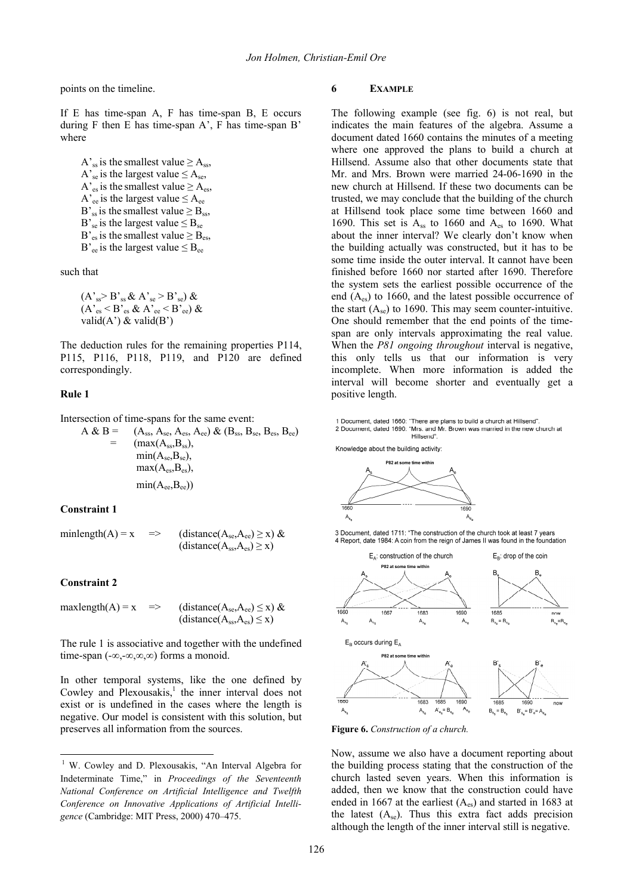points on the timeline.

If E has time-span A, F has time-span B, E occurs during F then E has time-span A', F has time-span B' where

$A'_{ss}$ is the smallest value $\geq A_{ss}$,
$A'_{se}$ is the largest value $\leq A_{se}$,
$A'_{es}$ is the smallest value $\geq A_{es}$,
$A'_{ee}$ is the largest value $\leq A_{ee}$
$B'_{ss}$ is the smallest value $\geq B_{ss}$,
$B'_{se}$ is the largest value $\leq B_{se}$
$B'_{es}$ is the smallest value $\geq B_{es}$,
$B'_{ee}$ is the largest value $\leq B_{ee}$

such that

$(A'_{ss} > B'_{ss} \; \& \; A'_{se} > B'_{se})$ &
$(A'_{es} < B'_{es} \; \& \; A'_{ee} < B'_{ee})$ &
valid(A') & valid(B')

The deduction rules for the remaining properties P114, P115, P116, P118, P119, and P120 are defined correspondingly.

**Rule 1**

Intersection of time-spans for the same event:

$$
\begin{aligned}
A \;\&\; B &= (A_{ss}, A_{se}, A_{es}, A_{ee}) \;\&\; (B_{ss}, B_{se}, B_{es}, B_{ee}) \\
&= (\max(A_{ss},B_{ss}), \\
&\quad \min(A_{se},B_{se}), \\
&\quad \max(A_{es},B_{es}), \\
&\quad \min(A_{ee},B_{ee}))
\end{aligned}
$$

**Constraint 1**

$$\text{minlength}(A) = x \;\Rightarrow\; (\text{distance}(A_{se},A_{ee}) \geq x) \;\&\; (\text{distance}(A_{ss},A_{es}) \geq x)$$

**Constraint 2**

$$\text{maxlength}(A) = x \;\Rightarrow\; (\text{distance}(A_{se},A_{ee}) \leq x) \;\&\; (\text{distance}(A_{ss},A_{es}) \leq x)$$

The rule 1 is associative and together with the undefined time-span $(-\infty,-\infty,\infty,\infty)$ forms a monoid.

In other temporal systems, like the one defined by Cowley and Plexousakis,[1] the inner interval does not exist or is undefined in the cases where the length is negative. Our model is consistent with this solution, but preserves all information from the sources.

## 6 EXAMPLE

The following example (see fig. 6) is not real, but indicates the main features of the algebra. Assume a document dated 1660 contains the minutes of a meeting where one approved the plans to build a church at Hillsend. Assume also that other documents state that Mr. and Mrs. Brown were married 24-06-1690 in the new church at Hillsend. If these two documents can be trusted, we may conclude that the building of the church at Hillsend took place some time between 1660 and 1690. This set is $A_{ss}$ to 1660 and $A_{es}$ to 1690. What about the inner interval? We clearly don't know when the building actually was constructed, but it has to be some time inside the outer interval. It cannot have been finished before 1660 nor started after 1690. Therefore the system sets the earliest possible occurrence of the end ($A_{es}$) to 1660, and the latest possible occurrence of the start ($A_{se}$) to 1690. This may seem counter-intuitive. One should remember that the end points of the time-span are only intervals approximating the real value. When the *P81 ongoing throughout* interval is negative, this only tells us that our information is very incomplete. When more information is added the interval will become shorter and eventually get a positive length.

1 Document, dated 1660: "There are plans to build a church at Hillsend".
2 Document, dated 1690: "Mrs. and Mr. Brown was married in the new church at Hillsend".

Knowledge about the building activity:

3 Document, dated 1711: "The construction of the church took at least 7 years
4 Report, date 1984: A coin from the reign of James II was found in the foundation

**Figure 6.** *Construction of a church.*

Now, assume we also have a document reporting about the building process stating that the construction of the church lasted seven years. When this information is added, then we know that the construction could have ended in 1667 at the earliest ($A_{es}$) and started in 1683 at the latest ($A_{se}$). Thus this extra fact adds precision although the length of the inner interval still is negative.

[1] W. Cowley and D. Plexousakis, "An Interval Algebra for Indeterminate Time," in *Proceedings of the Seventeenth National Conference on Artificial Intelligence and Twelfth Conference on Innovative Applications of Artificial Intelligence* (Cambridge: MIT Press, 2000) 470–475.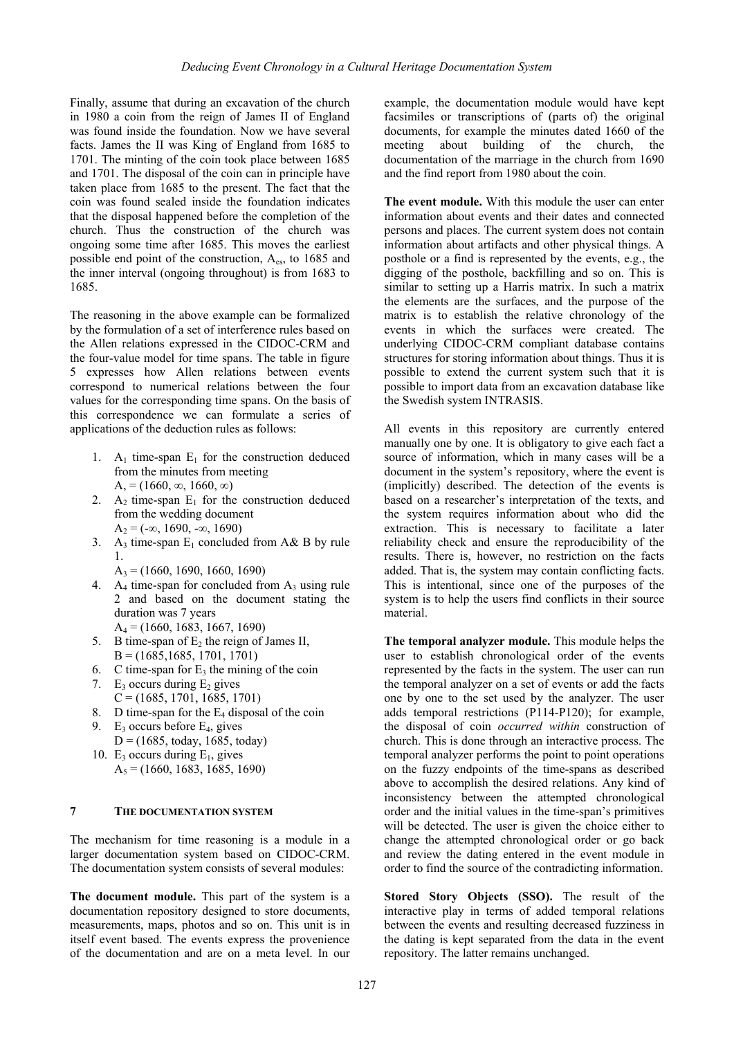Finally, assume that during an excavation of the church in 1980 a coin from the reign of James II of England was found inside the foundation. Now we have several facts. James the II was King of England from 1685 to 1701. The minting of the coin took place between 1685 and 1701. The disposal of the coin can in principle have taken place from 1685 to the present. The fact that the coin was found sealed inside the foundation indicates that the disposal happened before the completion of the church. Thus the construction of the church was ongoing some time after 1685. This moves the earliest possible end point of the construction, $A_{es}$, to 1685 and the inner interval (ongoing throughout) is from 1683 to 1685.

The reasoning in the above example can be formalized by the formulation of a set of interference rules based on the Allen relations expressed in the CIDOC-CRM and the four-value model for time spans. The table in figure 5 expresses how Allen relations between events correspond to numerical relations between the four values for the corresponding time spans. On the basis of this correspondence we can formulate a series of applications of the deduction rules as follows:

1. $A_1$ time-span $E_1$ for the construction deduced from the minutes from meeting
   $A, = (1660, \infty, 1660, \infty)$
2. $A_2$ time-span $E_1$ for the construction deduced from the wedding document
   $A_2 = (-\infty, 1690, -\infty, 1690)$
3. $A_3$ time-span $E_1$ concluded from A& B by rule 1.
   $A_3 = (1660, 1690, 1660, 1690)$
4. $A_4$ time-span for concluded from $A_3$ using rule 2 and based on the document stating the duration was 7 years
   $A_4 = (1660, 1683, 1667, 1690)$
5. B time-span of $E_2$ the reign of James II,
   $B = (1685, 1685, 1701, 1701)$
6. C time-span for $E_3$ the mining of the coin
7. $E_3$ occurs during $E_2$ gives
   $C = (1685, 1701, 1685, 1701)$
8. D time-span for the $E_4$ disposal of the coin
9. $E_3$ occurs before $E_4$, gives
   $D = (1685, \text{today}, 1685, \text{today})$
10. $E_3$ occurs during $E_1$, gives
    $A_5 = (1660, 1683, 1685, 1690)$

## 7 THE DOCUMENTATION SYSTEM

The mechanism for time reasoning is a module in a larger documentation system based on CIDOC-CRM. The documentation system consists of several modules:

**The document module.** This part of the system is a documentation repository designed to store documents, measurements, maps, photos and so on. This unit is in itself event based. The events express the provenience of the documentation and are on a meta level. In our example, the documentation module would have kept facsimiles or transcriptions of (parts of) the original documents, for example the minutes dated 1660 of the meeting about building of the church, the documentation of the marriage in the church from 1690 and the find report from 1980 about the coin.

**The event module.** With this module the user can enter information about events and their dates and connected persons and places. The current system does not contain information about artifacts and other physical things. A posthole or a find is represented by the events, e.g., the digging of the posthole, backfilling and so on. This is similar to setting up a Harris matrix. In such a matrix the elements are the surfaces, and the purpose of the matrix is to establish the relative chronology of the events in which the surfaces were created. The underlying CIDOC-CRM compliant database contains structures for storing information about things. Thus it is possible to extend the current system such that it is possible to import data from an excavation database like the Swedish system INTRASIS.

All events in this repository are currently entered manually one by one. It is obligatory to give each fact a source of information, which in many cases will be a document in the system's repository, where the event is (implicitly) described. The detection of the events is based on a researcher's interpretation of the texts, and the system requires information about who did the extraction. This is necessary to facilitate a later reliability check and ensure the reproducibility of the results. There is, however, no restriction on the facts added. That is, the system may contain conflicting facts. This is intentional, since one of the purposes of the system is to help the users find conflicts in their source material.

**The temporal analyzer module.** This module helps the user to establish chronological order of the events represented by the facts in the system. The user can run the temporal analyzer on a set of events or add the facts one by one to the set used by the analyzer. The user adds temporal restrictions (P114-P120); for example, the disposal of coin *occurred within* construction of church. This is done through an interactive process. The temporal analyzer performs the point to point operations on the fuzzy endpoints of the time-spans as described above to accomplish the desired relations. Any kind of inconsistency between the attempted chronological order and the initial values in the time-span's primitives will be detected. The user is given the choice either to change the attempted chronological order or go back and review the dating entered in the event module in order to find the source of the contradicting information.

**Stored Story Objects (SSO).** The result of the interactive play in terms of added temporal relations between the events and resulting decreased fuzziness in the dating is kept separated from the data in the event repository. The latter remains unchanged.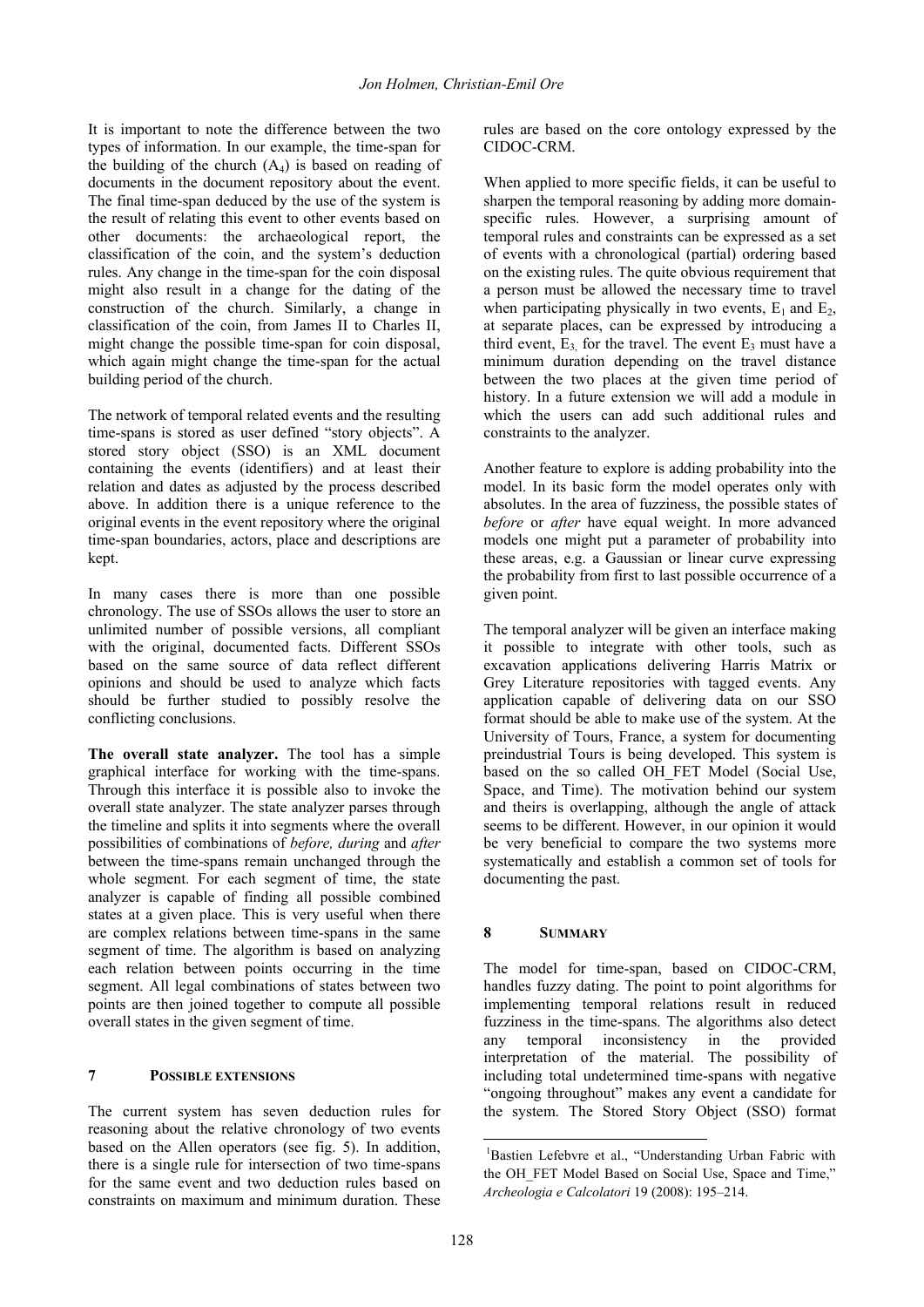It is important to note the difference between the two types of information. In our example, the time-span for the building of the church ($A_4$) is based on reading of documents in the document repository about the event. The final time-span deduced by the use of the system is the result of relating this event to other events based on other documents: the archaeological report, the classification of the coin, and the system's deduction rules. Any change in the time-span for the coin disposal might also result in a change for the dating of the construction of the church. Similarly, a change in classification of the coin, from James II to Charles II, might change the possible time-span for coin disposal, which again might change the time-span for the actual building period of the church.

The network of temporal related events and the resulting time-spans is stored as user defined "story objects". A stored story object (SSO) is an XML document containing the events (identifiers) and at least their relation and dates as adjusted by the process described above. In addition there is a unique reference to the original events in the event repository where the original time-span boundaries, actors, place and descriptions are kept.

In many cases there is more than one possible chronology. The use of SSOs allows the user to store an unlimited number of possible versions, all compliant with the original, documented facts. Different SSOs based on the same source of data reflect different opinions and should be used to analyze which facts should be further studied to possibly resolve the conflicting conclusions.

**The overall state analyzer.** The tool has a simple graphical interface for working with the time-spans. Through this interface it is possible also to invoke the overall state analyzer. The state analyzer parses through the timeline and splits it into segments where the overall possibilities of combinations of *before, during* and *after* between the time-spans remain unchanged through the whole segment. For each segment of time, the state analyzer is capable of finding all possible combined states at a given place. This is very useful when there are complex relations between time-spans in the same segment of time. The algorithm is based on analyzing each relation between points occurring in the time segment. All legal combinations of states between two points are then joined together to compute all possible overall states in the given segment of time.

## 7 POSSIBLE EXTENSIONS

The current system has seven deduction rules for reasoning about the relative chronology of two events based on the Allen operators (see fig. 5). In addition, there is a single rule for intersection of two time-spans for the same event and two deduction rules based on constraints on maximum and minimum duration. These rules are based on the core ontology expressed by the CIDOC-CRM.

When applied to more specific fields, it can be useful to sharpen the temporal reasoning by adding more domain-specific rules. However, a surprising amount of temporal rules and constraints can be expressed as a set of events with a chronological (partial) ordering based on the existing rules. The quite obvious requirement that a person must be allowed the necessary time to travel when participating physically in two events, $E_1$ and $E_2$, at separate places, can be expressed by introducing a third event, $E_3$, for the travel. The event $E_3$ must have a minimum duration depending on the travel distance between the two places at the given time period of history. In a future extension we will add a module in which the users can add such additional rules and constraints to the analyzer.

Another feature to explore is adding probability into the model. In its basic form the model operates only with absolutes. In the area of fuzziness, the possible states of *before* or *after* have equal weight. In more advanced models one might put a parameter of probability into these areas, e.g. a Gaussian or linear curve expressing the probability from first to last possible occurrence of a given point.

The temporal analyzer will be given an interface making it possible to integrate with other tools, such as excavation applications delivering Harris Matrix or Grey Literature repositories with tagged events. Any application capable of delivering data on our SSO format should be able to make use of the system. At the University of Tours, France, a system for documenting preindustrial Tours is being developed. This system is based on the so called OH_FET Model (Social Use, Space, and Time). The motivation behind our system and theirs is overlapping, although the angle of attack seems to be different. However, in our opinion it would be very beneficial to compare the two systems more systematically and establish a common set of tools for documenting the past.

## 8 SUMMARY

The model for time-span, based on CIDOC-CRM, handles fuzzy dating. The point to point algorithms for implementing temporal relations result in reduced fuzziness in the time-spans. The algorithms also detect any temporal inconsistency in the provided interpretation of the material. The possibility of including total undetermined time-spans with negative "ongoing throughout" makes any event a candidate for the system. The Stored Story Object (SSO) format

---

[1] Bastien Lefebvre et al., "Understanding Urban Fabric with the OH_FET Model Based on Social Use, Space and Time," *Archeologia e Calcolatori* 19 (2008): 195–214.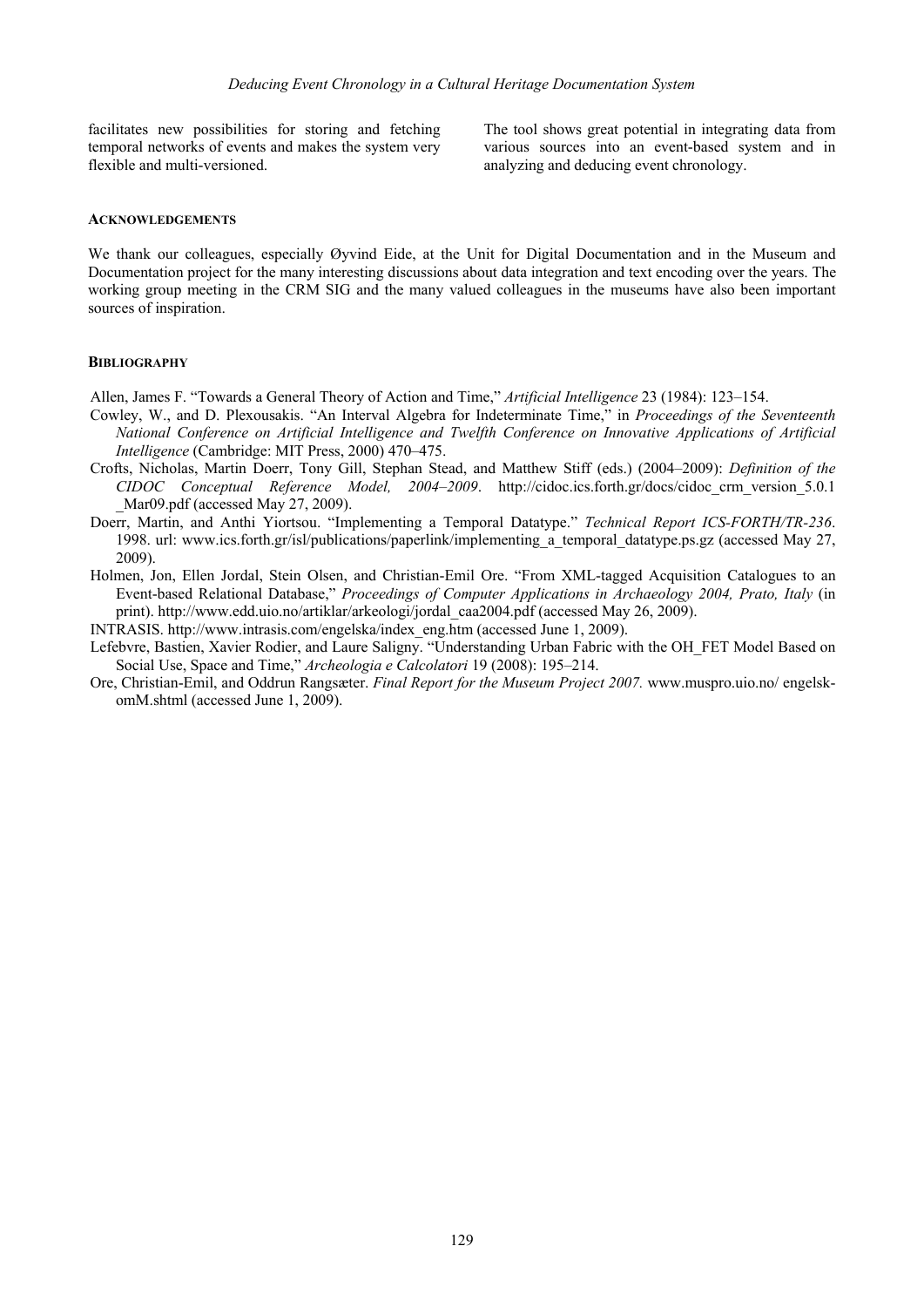facilitates new possibilities for storing and fetching temporal networks of events and makes the system very flexible and multi-versioned.

The tool shows great potential in integrating data from various sources into an event-based system and in analyzing and deducing event chronology.

## ACKNOWLEDGEMENTS

We thank our colleagues, especially Øyvind Eide, at the Unit for Digital Documentation and in the Museum and Documentation project for the many interesting discussions about data integration and text encoding over the years. The working group meeting in the CRM SIG and the many valued colleagues in the museums have also been important sources of inspiration.

## BIBLIOGRAPHY

Allen, James F. "Towards a General Theory of Action and Time," *Artificial Intelligence* 23 (1984): 123–154.

Cowley, W., and D. Plexousakis. "An Interval Algebra for Indeterminate Time," in *Proceedings of the Seventeenth National Conference on Artificial Intelligence and Twelfth Conference on Innovative Applications of Artificial Intelligence* (Cambridge: MIT Press, 2000) 470–475.

Crofts, Nicholas, Martin Doerr, Tony Gill, Stephan Stead, and Matthew Stiff (eds.) (2004–2009): *Definition of the CIDOC Conceptual Reference Model, 2004–2009*. http://cidoc.ics.forth.gr/docs/cidoc_crm_version_5.0.1_Mar09.pdf (accessed May 27, 2009).

Doerr, Martin, and Anthi Yiortsou. "Implementing a Temporal Datatype." *Technical Report ICS-FORTH/TR-236*. 1998. url: www.ics.forth.gr/isl/publications/paperlink/implementing_a_temporal_datatype.ps.gz (accessed May 27, 2009).

Holmen, Jon, Ellen Jordal, Stein Olsen, and Christian-Emil Ore. "From XML-tagged Acquisition Catalogues to an Event-based Relational Database," *Proceedings of Computer Applications in Archaeology 2004, Prato, Italy* (in print). http://www.edd.uio.no/artiklar/arkeologi/jordal_caa2004.pdf (accessed May 26, 2009).

INTRASIS. http://www.intrasis.com/engelska/index_eng.htm (accessed June 1, 2009).

Lefebvre, Bastien, Xavier Rodier, and Laure Saligny. "Understanding Urban Fabric with the OH_FET Model Based on Social Use, Space and Time," *Archeologia e Calcolatori* 19 (2008): 195–214.

Ore, Christian-Emil, and Oddrun Rangsæter. *Final Report for the Museum Project 2007.* www.muspro.uio.no/ engelsk-omM.shtml (accessed June 1, 2009).